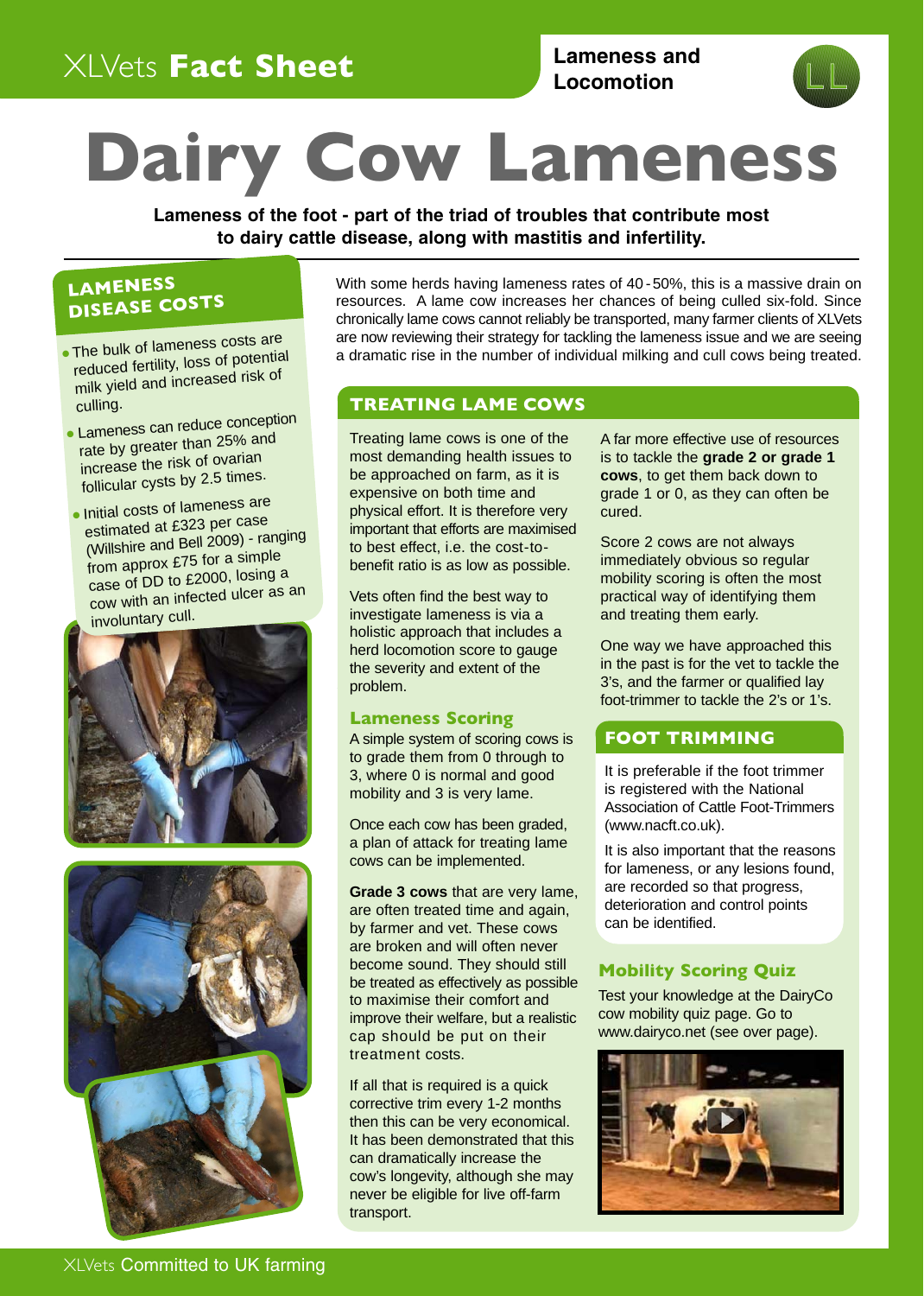XLVets **Fact Sheet**

**Lameness and Locomotion**

# Dairy Cow Lameness

**Lameness of the foot - part of the triad of troubles that contribute most to dairy cattle disease, along with mastitis and infertility.**

## LAMENESS DISEASE COSTS

- The bulk of lameness costs are reduced fertility, loss of potential milk yield and increased risk of culling.
- Lameness can reduce conception rate by greater than 25% and increase the risk of ovarian follicular cysts by 2.5 times.
- Initial costs of lameness are estimated at £323 per case (Willshire and Bell 2009) - ranging from approx £75 for a simple case of DD to £2000, losing a cow with an infected ulcer as an involuntary cull.

With some herds having lameness rates of 40-50%, this is a massive drain on resources. A lame cow increases her chances of being culled six-fold. Since chronically lame cows cannot reliably be transported, many farmer clients of XLVets are now reviewing their strategy for tackling the lameness issue and we are seeing a dramatic rise in the number of individual milking and cull cows being treated.

## TREATING LAME COWS

Treating lame cows is one of the most demanding health issues to be approached on farm, as it is expensive on both time and physical effort. It is therefore very important that efforts are maximised to best effect, i.e. the cost-to-benefit ratio is as low as possible.

Vets often find the best way to investigate lameness is via a holistic approach that includes a herd locomotion score to gauge the severity and extent of the problem.

### Lameness Scoring

A simple system of scoring cows is to grade them from 0 through to 3, where 0 is normal and good mobility and 3 is very lame.

Once each cow has been graded, a plan of attack for treating lame cows can be implemented.

**Grade 3 cows** that are very lame, are often treated time and again, by farmer and vet. These cows are broken and will often never become sound. They should still be treated as effectively as possible to maximise their comfort and improve their welfare, but a realistic cap should be put on their treatment costs.

If all that is required is a quick corrective trim every 1-2 months then this can be very economical. It has been demonstrated that this can dramatically increase the cow's longevity, although she may never be eligible for live off-farm transport.

A far more effective use of resources is to tackle the **grade 2 or grade 1 cows**, to get them back down to grade 1 or 0, as they can often be cured.

Score 2 cows are not always immediately obvious so regular mobility scoring is often the most practical way of identifying them and treating them early.

One way we have approached this in the past is for the vet to tackle the 3's, and the farmer or qualified lay foot-trimmer to tackle the 2's or 1's.

## FOOT TRIMMING

It is preferable if the foot trimmer is registered with the National Association of Cattle Foot-Trimmers (www.nacft.co.uk).

It is also important that the reasons for lameness, or any lesions found, are recorded so that progress, deterioration and control points can be identified.

### Mobility Scoring Quiz

Test your knowledge at the DairyCo cow mobility quiz page. Go to www.dairyco.net (see over page).

XLVets Committed to UK farming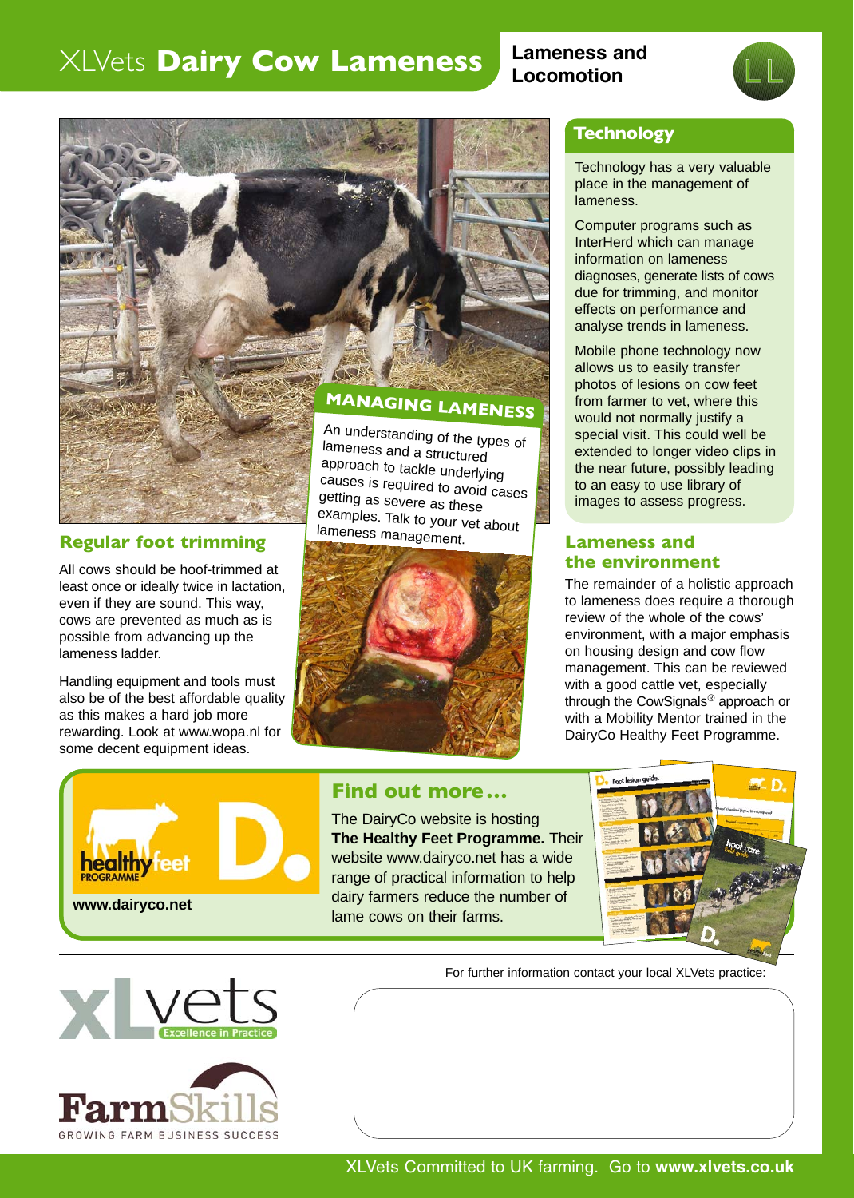# XLVets Dairy Cow Lameness

**Lameness and Locomotion**

## MANAGING LAMENESS

An understanding of the types of lameness and a structured approach to tackle underlying causes is required to avoid cases getting as severe as these examples. Talk to your vet about lameness management.

## Regular foot trimming

All cows should be hoof-trimmed at least once or ideally twice in lactation, even if they are sound. This way, cows are prevented as much as is possible from advancing up the lameness ladder.

Handling equipment and tools must also be of the best affordable quality as this makes a hard job more rewarding. Look at www.wopa.nl for some decent equipment ideas.

## Technology

Technology has a very valuable place in the management of lameness.

Computer programs such as InterHerd which can manage information on lameness diagnoses, generate lists of cows due for trimming, and monitor effects on performance and analyse trends in lameness.

Mobile phone technology now allows us to easily transfer photos of lesions on cow feet from farmer to vet, where this would not normally justify a special visit. This could well be extended to longer video clips in the near future, possibly leading to an easy to use library of images to assess progress.

## Lameness and the environment

The remainder of a holistic approach to lameness does require a thorough review of the whole of the cows' environment, with a major emphasis on housing design and cow flow management. This can be reviewed with a good cattle vet, especially through the CowSignals® approach or with a Mobility Mentor trained in the DairyCo Healthy Feet Programme.

## Find out more…

healthy feet PROGRAMME

www.dairyco.net

The DairyCo website is hosting **The Healthy Feet Programme.** Their website www.dairyco.net has a wide range of practical information to help dairy farmers reduce the number of lame cows on their farms.

For further information contact your local XLVets practice:

xlvets Excellence in Practice

FarmSkills GROWING FARM BUSINESS SUCCESS

XLVets Committed to UK farming. Go to **www.xlvets.co.uk**